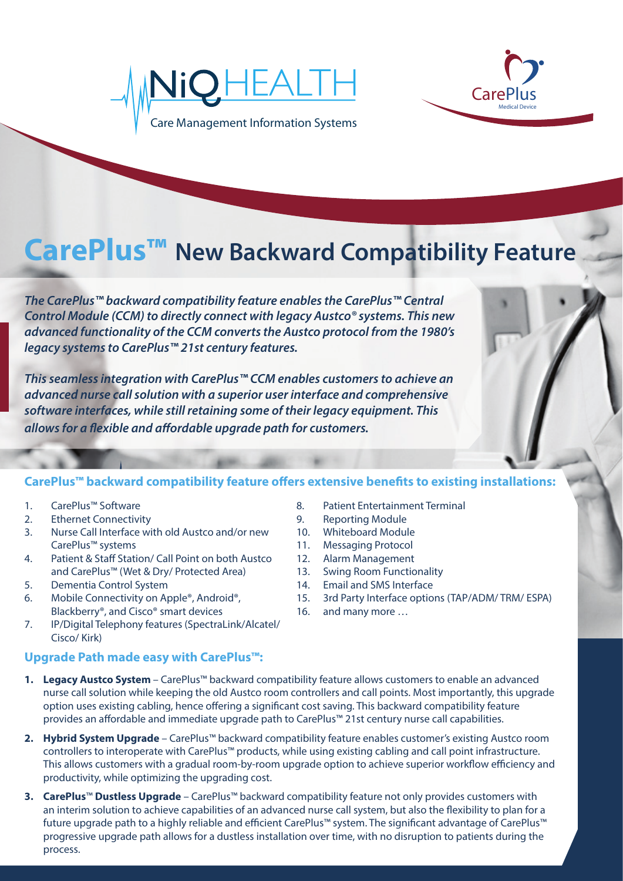NiQHEALTH

Care Management Information Systems

CarePlus
Medical Device

# CarePlus™ New Backward Compatibility Feature

***The CarePlus™ backward compatibility feature enables the CarePlus™ Central Control Module (CCM) to directly connect with legacy Austco® systems. This new advanced functionality of the CCM converts the Austco protocol from the 1980's legacy systems to CarePlus™ 21st century features.***

***This seamless integration with CarePlus™ CCM enables customers to achieve an advanced nurse call solution with a superior user interface and comprehensive software interfaces, while still retaining some of their legacy equipment. This allows for a flexible and affordable upgrade path for customers.***

## CarePlus™ backward compatibility feature offers extensive benefits to existing installations:

1. CarePlus™ Software
2. Ethernet Connectivity
3. Nurse Call Interface with old Austco and/or new CarePlus™ systems
4. Patient & Staff Station/ Call Point on both Austco and CarePlus™ (Wet & Dry/ Protected Area)
5. Dementia Control System
6. Mobile Connectivity on Apple®, Android®, Blackberry®, and Cisco® smart devices
7. IP/Digital Telephony features (SpectraLink/Alcatel/ Cisco/ Kirk)
8. Patient Entertainment Terminal
9. Reporting Module
10. Whiteboard Module
11. Messaging Protocol
12. Alarm Management
13. Swing Room Functionality
14. Email and SMS Interface
15. 3rd Party Interface options (TAP/ADM/ TRM/ ESPA)
16. and many more …

## Upgrade Path made easy with CarePlus™:

1. **Legacy Austco System** – CarePlus™ backward compatibility feature allows customers to enable an advanced nurse call solution while keeping the old Austco room controllers and call points. Most importantly, this upgrade option uses existing cabling, hence offering a significant cost saving. This backward compatibility feature provides an affordable and immediate upgrade path to CarePlus™ 21st century nurse call capabilities.
2. **Hybrid System Upgrade** – CarePlus™ backward compatibility feature enables customer's existing Austco room controllers to interoperate with CarePlus™ products, while using existing cabling and call point infrastructure. This allows customers with a gradual room-by-room upgrade option to achieve superior workflow efficiency and productivity, while optimizing the upgrading cost.
3. **CarePlus™ Dustless Upgrade** – CarePlus™ backward compatibility feature not only provides customers with an interim solution to achieve capabilities of an advanced nurse call system, but also the flexibility to plan for a future upgrade path to a highly reliable and efficient CarePlus™ system. The significant advantage of CarePlus™ progressive upgrade path allows for a dustless installation over time, with no disruption to patients during the process.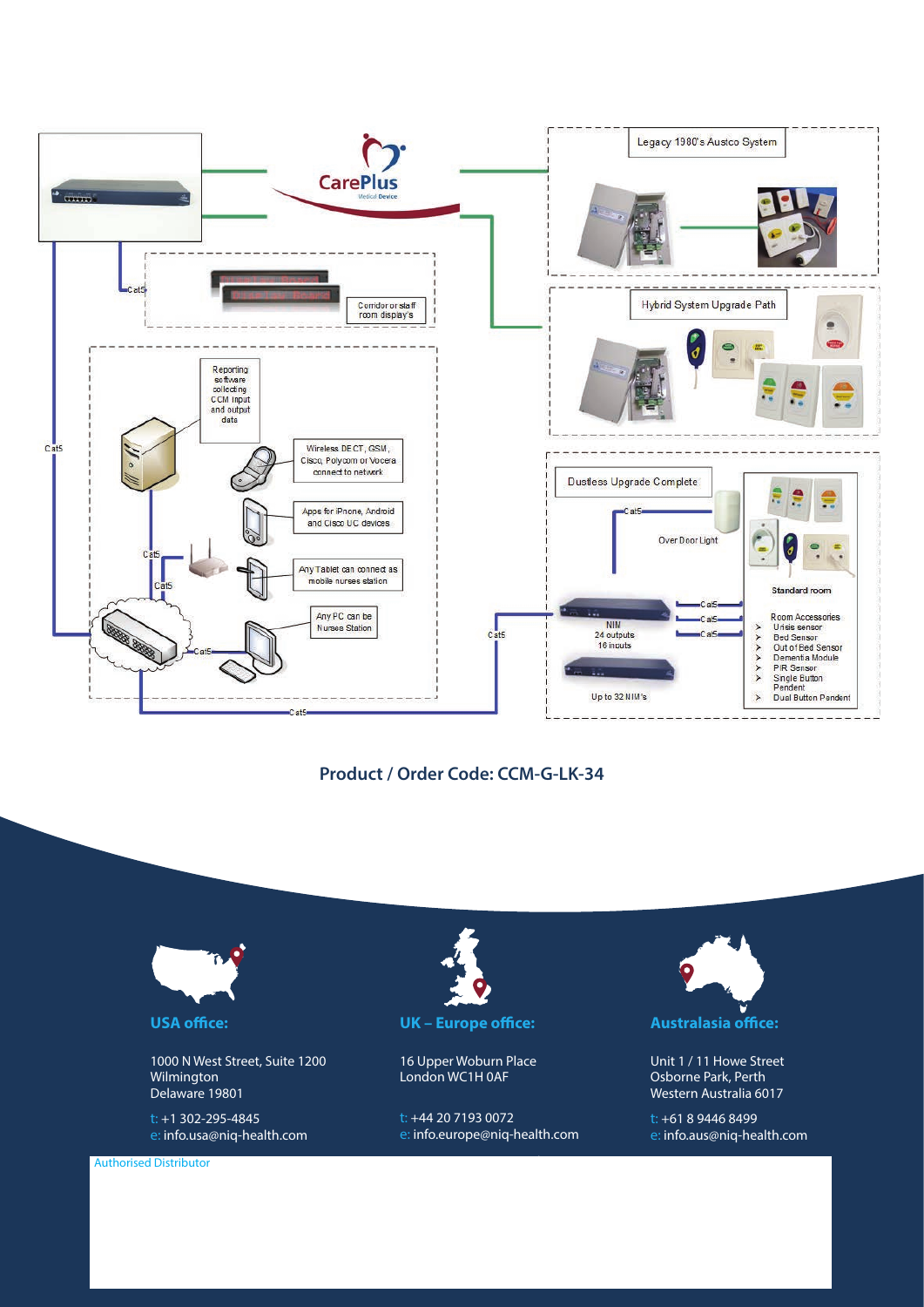Legacy 1980's Austco System

Hybrid System Upgrade Path

Corridor or staff room display's

Reporting software collecting CCM input and output data

Wireless DECT, GSM, Cisco, Polycom or Vocera connect to network

Apps for iPhone, Android and Cisco UC devices

Any Tablet can connect as mobile nurses station

Any PC can be Nurses Station

Dustless Upgrade Complete

Over Door Light

NIM
24 outputs
16 inputs

Up to 32 NIM's

Standard room

Room Accessories
- Urisis sensor
- Bed Sensor
- Out of Bed Sensor
- Dementia Module
- PIR Sensor
- Single Button Pendent
- Dual Button Pendent

Cat5

**Product / Order Code: CCM-G-LK-34**

### USA office:

1000 N West Street, Suite 1200
Wilmington
Delaware 19801

t: +1 302-295-4845
e: info.usa@niq-health.com

### UK – Europe office:

16 Upper Woburn Place
London WC1H 0AF

t: +44 20 7193 0072
e: info.europe@niq-health.com

### Australasia office:

Unit 1 / 11 Howe Street
Osborne Park, Perth
Western Australia 6017

t: +61 8 9446 8499
e: info.aus@niq-health.com

Authorised Distributor